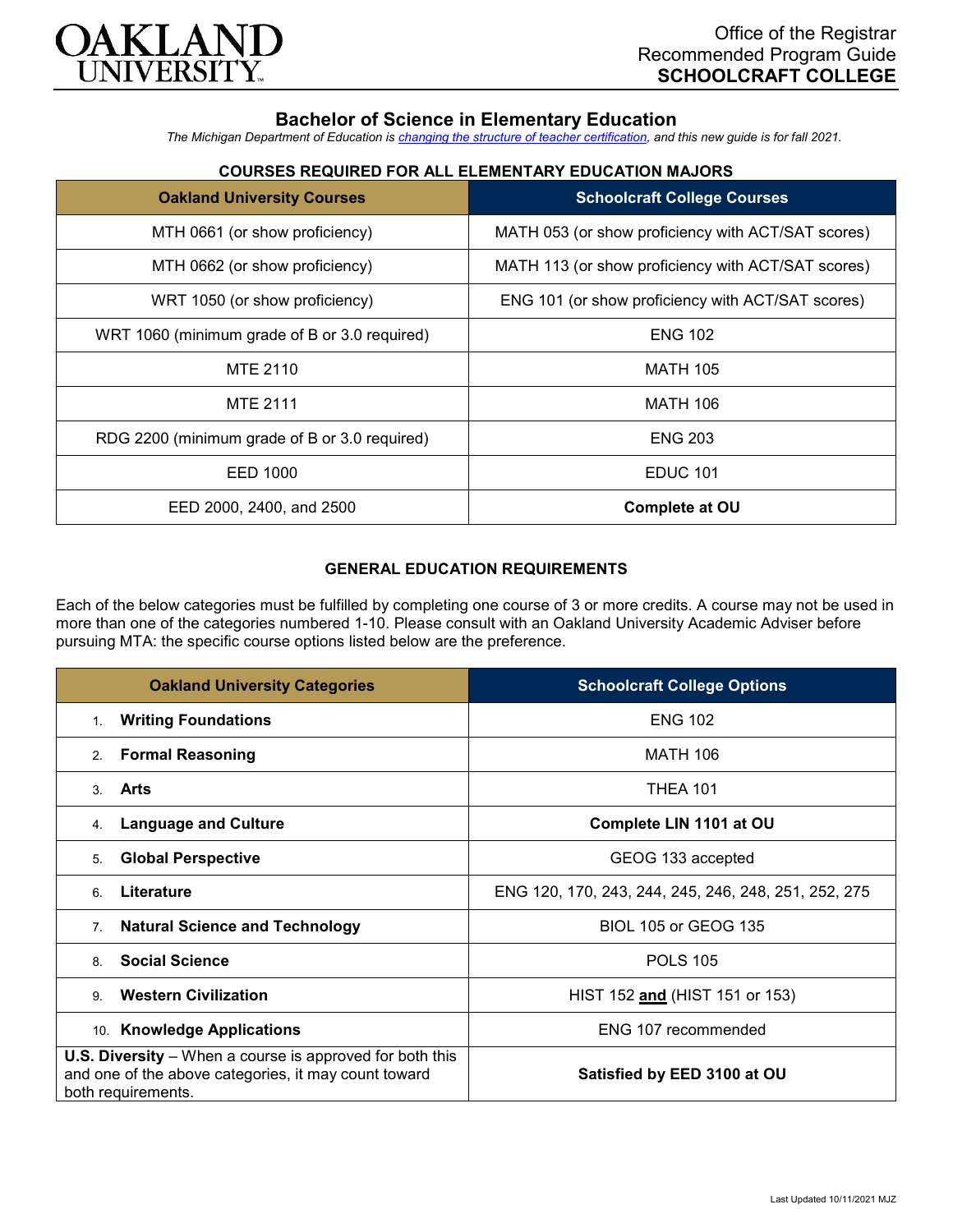# OAKLAND UNIVERSITY

Office of the Registrar
Recommended Program Guide
**SCHOOLCRAFT COLLEGE**

## Bachelor of Science in Elementary Education

*The Michigan Department of Education is changing the structure of teacher certification, and this new guide is for fall 2021.*

### COURSES REQUIRED FOR ALL ELEMENTARY EDUCATION MAJORS

| Oakland University Courses | Schoolcraft College Courses |
|---|---|
| MTH 0661 (or show proficiency) | MATH 053 (or show proficiency with ACT/SAT scores) |
| MTH 0662 (or show proficiency) | MATH 113 (or show proficiency with ACT/SAT scores) |
| WRT 1050 (or show proficiency) | ENG 101 (or show proficiency with ACT/SAT scores) |
| WRT 1060 (minimum grade of B or 3.0 required) | ENG 102 |
| MTE 2110 | MATH 105 |
| MTE 2111 | MATH 106 |
| RDG 2200 (minimum grade of B or 3.0 required) | ENG 203 |
| EED 1000 | EDUC 101 |
| EED 2000, 2400, and 2500 | **Complete at OU** |

### GENERAL EDUCATION REQUIREMENTS

Each of the below categories must be fulfilled by completing one course of 3 or more credits. A course may not be used in more than one of the categories numbered 1-10. Please consult with an Oakland University Academic Adviser before pursuing MTA: the specific course options listed below are the preference.

| Oakland University Categories | Schoolcraft College Options |
|---|---|
| 1. **Writing Foundations** | ENG 102 |
| 2. **Formal Reasoning** | MATH 106 |
| 3. **Arts** | THEA 101 |
| 4. **Language and Culture** | **Complete LIN 1101 at OU** |
| 5. **Global Perspective** | GEOG 133 accepted |
| 6. **Literature** | ENG 120, 170, 243, 244, 245, 246, 248, 251, 252, 275 |
| 7. **Natural Science and Technology** | BIOL 105 or GEOG 135 |
| 8. **Social Science** | POLS 105 |
| 9. **Western Civilization** | HIST 152 **and** (HIST 151 or 153) |
| 10. **Knowledge Applications** | ENG 107 recommended |
| **U.S. Diversity** – When a course is approved for both this and one of the above categories, it may count toward both requirements. | **Satisfied by EED 3100 at OU** |

Last Updated 10/11/2021 MJZ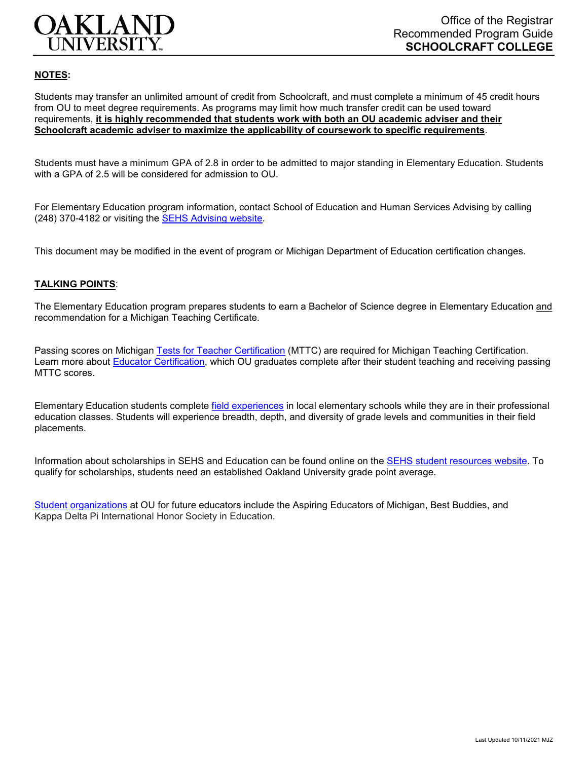**NOTES:**

Students may transfer an unlimited amount of credit from Schoolcraft, and must complete a minimum of 45 credit hours from OU to meet degree requirements. As programs may limit how much transfer credit can be used toward requirements, **it is highly recommended that students work with both an OU academic adviser and their Schoolcraft academic adviser to maximize the applicability of coursework to specific requirements**.

Students must have a minimum GPA of 2.8 in order to be admitted to major standing in Elementary Education. Students with a GPA of 2.5 will be considered for admission to OU.

For Elementary Education program information, contact School of Education and Human Services Advising by calling (248) 370-4182 or visiting the SEHS Advising website.

This document may be modified in the event of program or Michigan Department of Education certification changes.

**TALKING POINTS**:

The Elementary Education program prepares students to earn a Bachelor of Science degree in Elementary Education and recommendation for a Michigan Teaching Certificate.

Passing scores on Michigan Tests for Teacher Certification (MTTC) are required for Michigan Teaching Certification. Learn more about Educator Certification, which OU graduates complete after their student teaching and receiving passing MTTC scores.

Elementary Education students complete field experiences in local elementary schools while they are in their professional education classes. Students will experience breadth, depth, and diversity of grade levels and communities in their field placements.

Information about scholarships in SEHS and Education can be found online on the SEHS student resources website. To qualify for scholarships, students need an established Oakland University grade point average.

Student organizations at OU for future educators include the Aspiring Educators of Michigan, Best Buddies, and Kappa Delta Pi International Honor Society in Education.